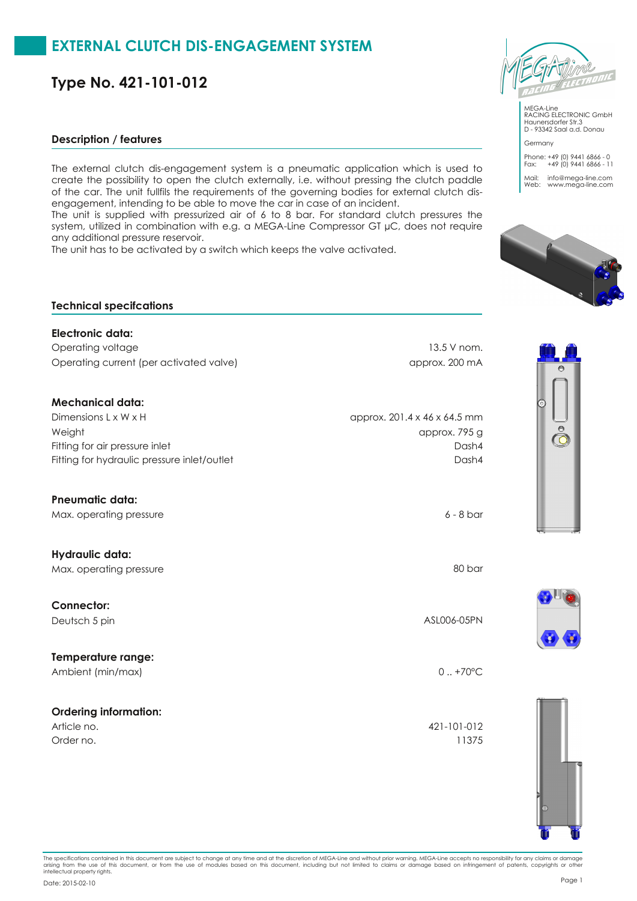# EXTERNAL CLUTCH DIS-ENGAGEMENT SYSTEM

## Type No. 421-101-012

MEGA-Line
RACING ELECTRONIC GmbH
Haunersdorfer Str.3
D - 93342 Saal a.d. Donau

Germany

Phone: +49 (0) 9441 6866 - 0
Fax: +49 (0) 9441 6866 - 11

Mail: info@mega-line.com
Web: www.mega-line.com

### Description / features

The external clutch dis-engagement system is a pneumatic application which is used to create the possibility to open the clutch externally, i.e. without pressing the clutch paddle of the car. The unit fullfils the requirements of the governing bodies for external clutch dis-engagement, intending to be able to move the car in case of an incident.
The unit is supplied with pressurized air of 6 to 8 bar. For standard clutch pressures the system, utilized in combination with e.g. a MEGA-Line Compressor GT µC, does not require any additional pressure reservoir.
The unit has to be activated by a switch which keeps the valve activated.

### Technical specifcations

**Electronic data:**

| | |
|---|---|
| Operating voltage | 13.5 V nom. |
| Operating current (per activated valve) | approx. 200 mA |

**Mechanical data:**

| | |
|---|---|
| Dimensions L x W x H | approx. 201.4 x 46 x 64.5 mm |
| Weight | approx. 795 g |
| Fitting for air pressure inlet | Dash4 |
| Fitting for hydraulic pressure inlet/outlet | Dash4 |

**Pneumatic data:**

| | |
|---|---|
| Max. operating pressure | 6 - 8 bar |

**Hydraulic data:**

| | |
|---|---|
| Max. operating pressure | 80 bar |

**Connector:**

| | |
|---|---|
| Deutsch 5 pin | ASL006-05PN |

**Temperature range:**

| | |
|---|---|
| Ambient (min/max) | 0 .. +70°C |

**Ordering information:**

| | |
|---|---|
| Article no. | 421-101-012 |
| Order no. | 11375 |

The specifications contained in this document are subject to change at any time and at the discretion of MEGA-Line and without prior warning. MEGA-Line accepts no responsibility for any claims or damage arising from the use of this document, or from the use of modules based on this document, including but not limited to claims or damage based on infringement of patents, copyrights or other intellectual property rights.

Date: 2015-02-10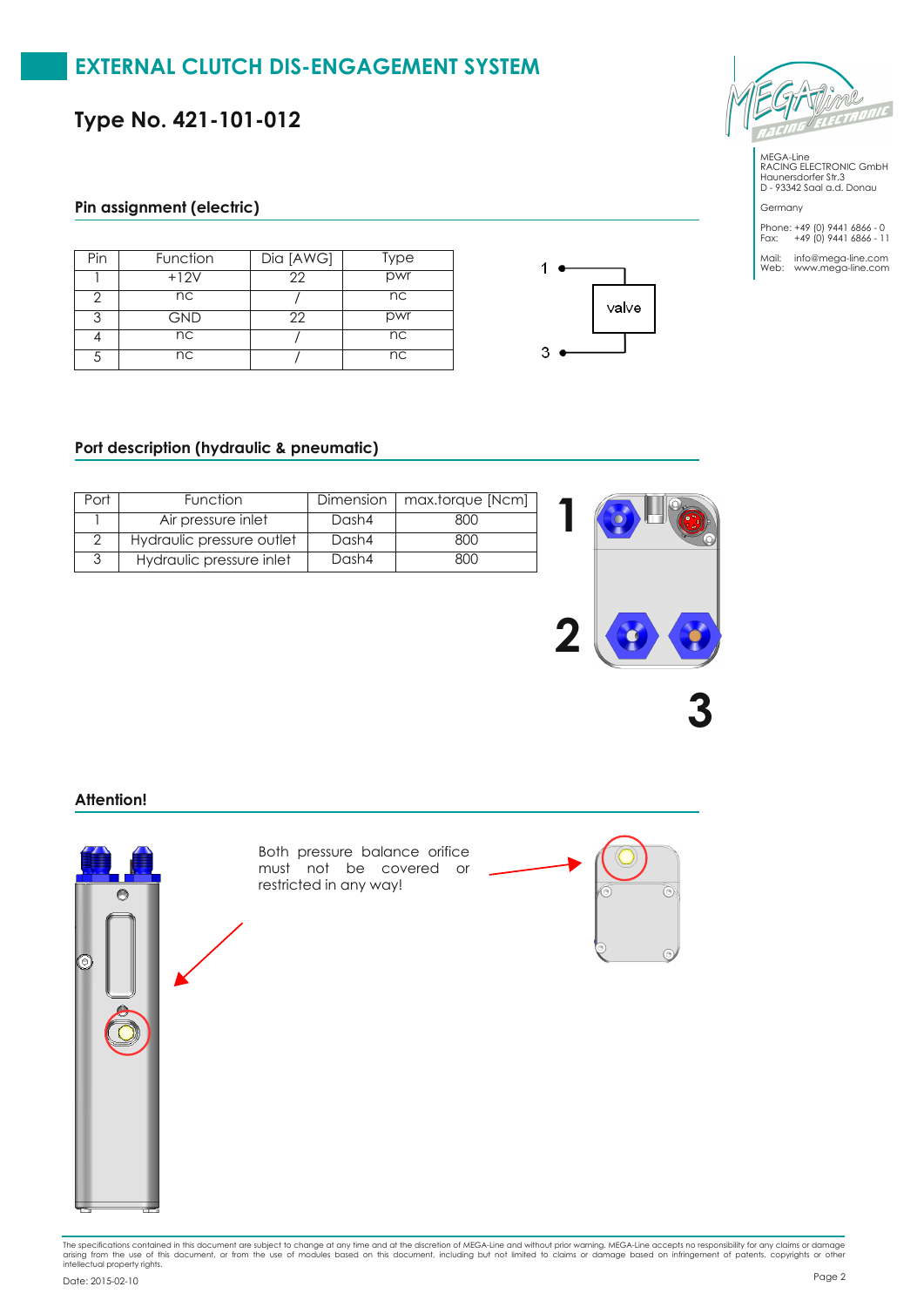# EXTERNAL CLUTCH DIS-ENGAGEMENT SYSTEM

## Type No. 421-101-012

MEGA-Line
RACING ELECTRONIC GmbH
Haunersdorfer Str.3
D - 93342 Saal a.d. Donau

Germany

Phone: +49 (0) 9441 6866 - 0
Fax: +49 (0) 9441 6866 - 11

Mail: info@mega-line.com
Web: www.mega-line.com

### Pin assignment (electric)

| Pin | Function | Dia [AWG] | Type |
|---|---|---|---|
| 1 | +12V | 22 | pwr |
| 2 | nc | / | nc |
| 3 | GND | 22 | pwr |
| 4 | nc | / | nc |
| 5 | nc | / | nc |

1
valve
3

### Port description (hydraulic & pneumatic)

| Port | Function | Dimension | max.torque [Ncm] |
|---|---|---|---|
| 1 | Air pressure inlet | Dash4 | 800 |
| 2 | Hydraulic pressure outlet | Dash4 | 800 |
| 3 | Hydraulic pressure inlet | Dash4 | 800 |

1
2
3

### Attention!

Both pressure balance orifice must not be covered or restricted in any way!

The specifications contained in this document are subject to change at any time and at the discretion of MEGA-Line and without prior warning. MEGA-Line accepts no responsibility for any claims or damage arising from the use of this document, or from the use of modules based on this document, including but not limited to claims or damage based on infringement of patents, copyrights or other intellectual property rights.

Date: 2015-02-10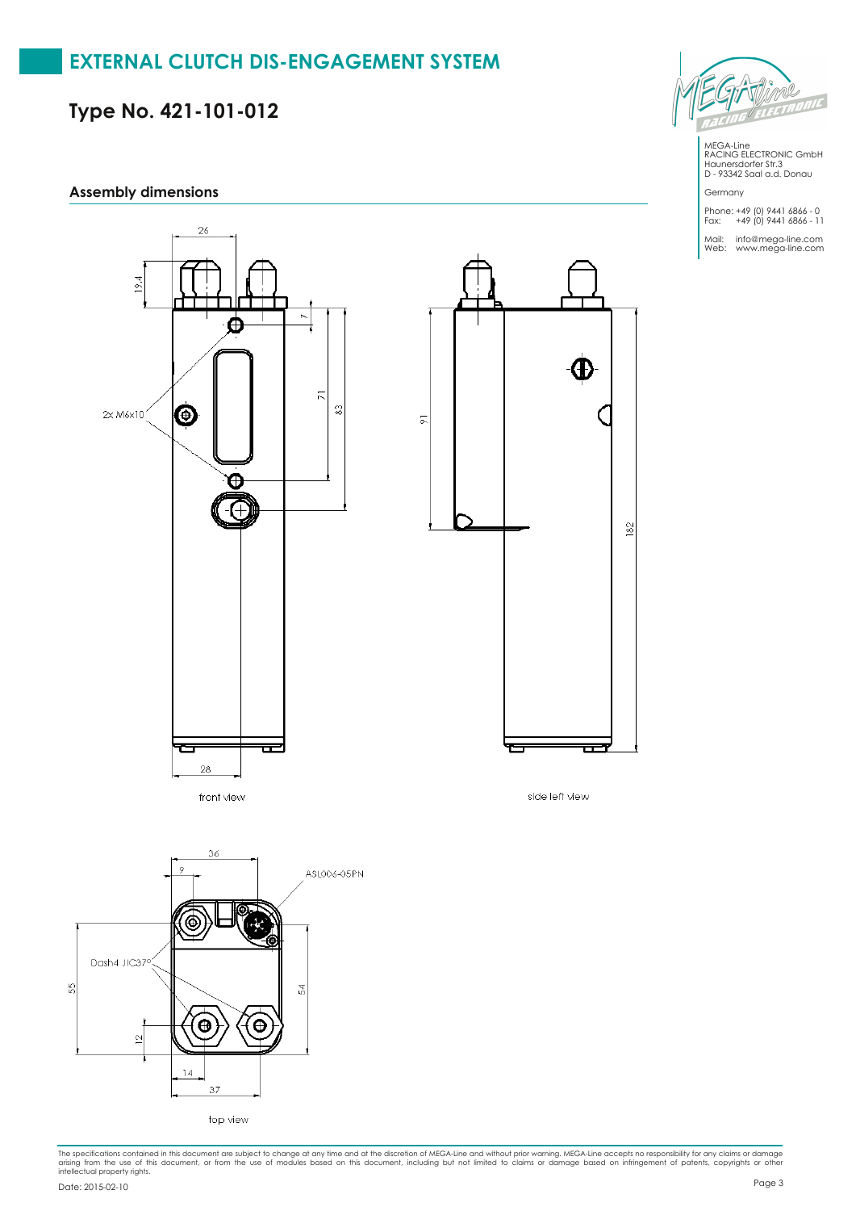# EXTERNAL CLUTCH DIS-ENGAGEMENT SYSTEM

## Type No. 421-101-012

MEGA-Line
RACING ELECTRONIC GmbH
Haunersdorfer Str.3
D - 93342 Saal a.d. Donau

Germany

Phone: +49 (0) 9441 6866 - 0
Fax: +49 (0) 9441 6866 - 11

Mail: info@mega-line.com
Web: www.mega-line.com

### Assembly dimensions

26

19.4

7

71

83

2x M6x10

91

182

28

front view

side left view

36

9

ASL006-05PN

Dash4 JIC37°

55

54

12

14

37

top view

The specifications contained in this document are subject to change at any time and at the discretion of MEGA-Line and without prior warning. MEGA-Line accepts no responsibility for any claims or damage arising from the use of this document, or from the use of modules based on this document, including but not limited to claims or damage based on infringement of patents, copyrights or other intellectual property rights.

Date: 2015-02-10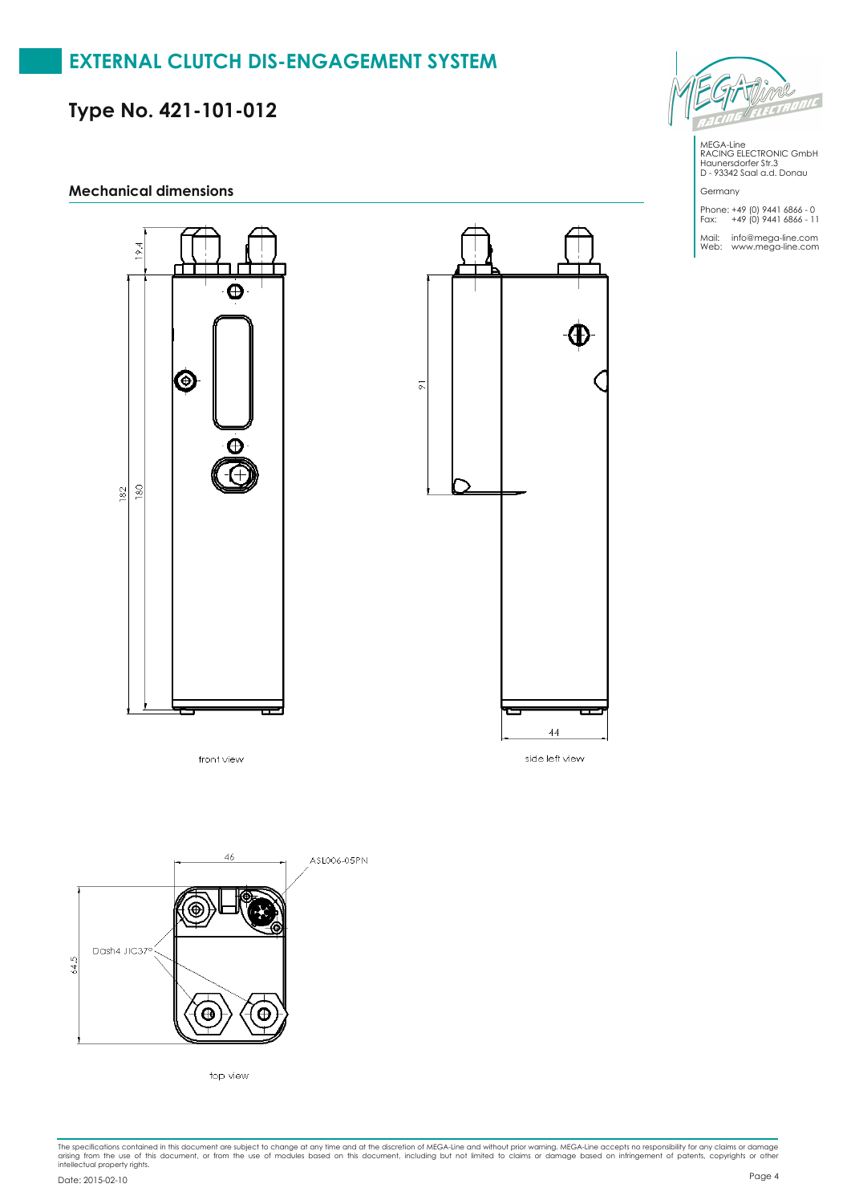# EXTERNAL CLUTCH DIS-ENGAGEMENT SYSTEM

## Type No. 421-101-012

MEGA-Line
RACING ELECTRONIC GmbH
Haunersdorfer Str.3
D - 93342 Saal a.d. Donau

Germany

Phone: +49 (0) 9441 6866 - 0
Fax: +49 (0) 9441 6866 - 11

Mail: info@mega-line.com
Web: www.mega-line.com

### Mechanical dimensions

19.4

182

180

front view

91

44

side left view

46

ASL006-05PN

64.5

Dash4 JIC37°

top view

The specifications contained in this document are subject to change at any time and at the discretion of MEGA-Line and without prior warning. MEGA-Line accepts no responsibility for any claims or damage arising from the use of this document, or from the use of modules based on this document, including but not limited to claims or damage based on infringement of patents, copyrights or other intellectual property rights.

Date: 2015-02-10